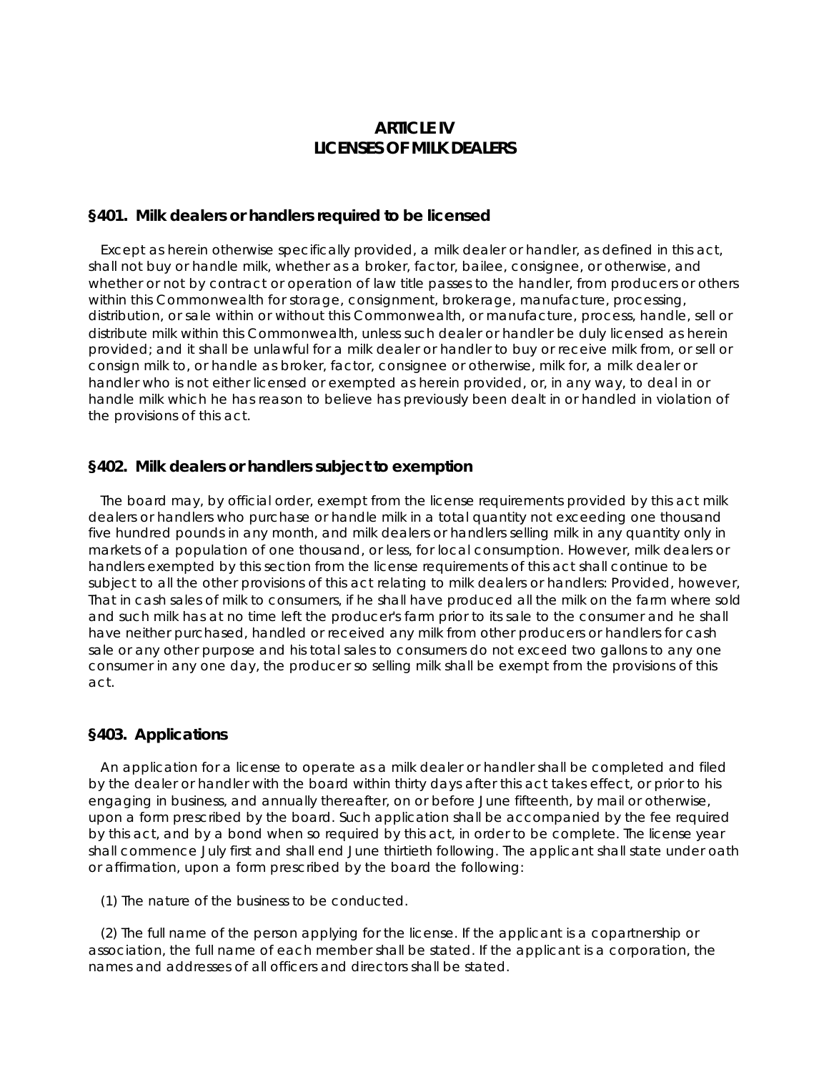# ARTICLE IV
# LICENSES OF MILK DEALERS

### §401. Milk dealers or handlers required to be licensed

Except as herein otherwise specifically provided, a milk dealer or handler, as defined in this act, shall not buy or handle milk, whether as a broker, factor, bailee, consignee, or otherwise, and whether or not by contract or operation of law title passes to the handler, from producers or others within this Commonwealth for storage, consignment, brokerage, manufacture, processing, distribution, or sale within or without this Commonwealth, or manufacture, process, handle, sell or distribute milk within this Commonwealth, unless such dealer or handler be duly licensed as herein provided; and it shall be unlawful for a milk dealer or handler to buy or receive milk from, or sell or consign milk to, or handle as broker, factor, consignee or otherwise, milk for, a milk dealer or handler who is not either licensed or exempted as herein provided, or, in any way, to deal in or handle milk which he has reason to believe has previously been dealt in or handled in violation of the provisions of this act.

### §402. Milk dealers or handlers subject to exemption

The board may, by official order, exempt from the license requirements provided by this act milk dealers or handlers who purchase or handle milk in a total quantity not exceeding one thousand five hundred pounds in any month, and milk dealers or handlers selling milk in any quantity only in markets of a population of one thousand, or less, for local consumption. However, milk dealers or handlers exempted by this section from the license requirements of this act shall continue to be subject to all the other provisions of this act relating to milk dealers or handlers: Provided, however, That in cash sales of milk to consumers, if he shall have produced all the milk on the farm where sold and such milk has at no time left the producer's farm prior to its sale to the consumer and he shall have neither purchased, handled or received any milk from other producers or handlers for cash sale or any other purpose and his total sales to consumers do not exceed two gallons to any one consumer in any one day, the producer so selling milk shall be exempt from the provisions of this act.

### §403. Applications

An application for a license to operate as a milk dealer or handler shall be completed and filed by the dealer or handler with the board within thirty days after this act takes effect, or prior to his engaging in business, and annually thereafter, on or before June fifteenth, by mail or otherwise, upon a form prescribed by the board. Such application shall be accompanied by the fee required by this act, and by a bond when so required by this act, in order to be complete. The license year shall commence July first and shall end June thirtieth following. The applicant shall state under oath or affirmation, upon a form prescribed by the board the following:

(1) The nature of the business to be conducted.

(2) The full name of the person applying for the license. If the applicant is a copartnership or association, the full name of each member shall be stated. If the applicant is a corporation, the names and addresses of all officers and directors shall be stated.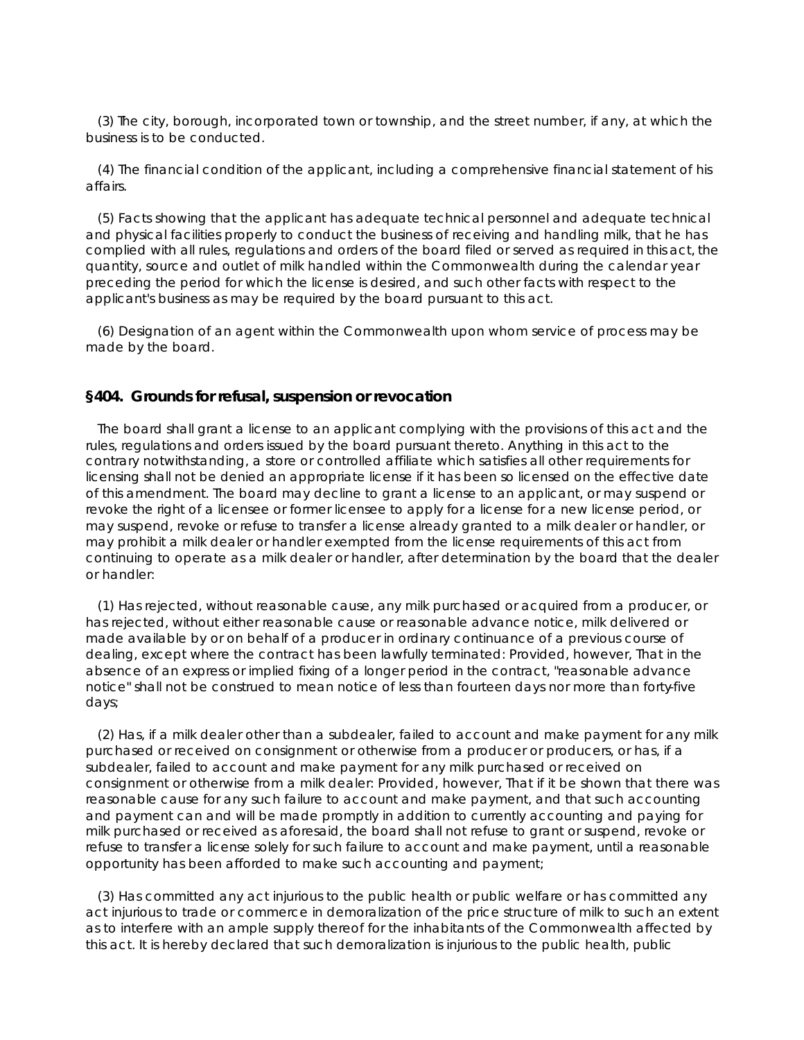(3) The city, borough, incorporated town or township, and the street number, if any, at which the business is to be conducted.

(4) The financial condition of the applicant, including a comprehensive financial statement of his affairs.

(5) Facts showing that the applicant has adequate technical personnel and adequate technical and physical facilities properly to conduct the business of receiving and handling milk, that he has complied with all rules, regulations and orders of the board filed or served as required in this act, the quantity, source and outlet of milk handled within the Commonwealth during the calendar year preceding the period for which the license is desired, and such other facts with respect to the applicant's business as may be required by the board pursuant to this act.

(6) Designation of an agent within the Commonwealth upon whom service of process may be made by the board.

### §404. Grounds for refusal, suspension or revocation

The board shall grant a license to an applicant complying with the provisions of this act and the rules, regulations and orders issued by the board pursuant thereto. Anything in this act to the contrary notwithstanding, a store or controlled affiliate which satisfies all other requirements for licensing shall not be denied an appropriate license if it has been so licensed on the effective date of this amendment. The board may decline to grant a license to an applicant, or may suspend or revoke the right of a licensee or former licensee to apply for a license for a new license period, or may suspend, revoke or refuse to transfer a license already granted to a milk dealer or handler, or may prohibit a milk dealer or handler exempted from the license requirements of this act from continuing to operate as a milk dealer or handler, after determination by the board that the dealer or handler:

(1) Has rejected, without reasonable cause, any milk purchased or acquired from a producer, or has rejected, without either reasonable cause or reasonable advance notice, milk delivered or made available by or on behalf of a producer in ordinary continuance of a previous course of dealing, except where the contract has been lawfully terminated: Provided, however, That in the absence of an express or implied fixing of a longer period in the contract, "reasonable advance notice" shall not be construed to mean notice of less than fourteen days nor more than forty-five days;

(2) Has, if a milk dealer other than a subdealer, failed to account and make payment for any milk purchased or received on consignment or otherwise from a producer or producers, or has, if a subdealer, failed to account and make payment for any milk purchased or received on consignment or otherwise from a milk dealer: Provided, however, That if it be shown that there was reasonable cause for any such failure to account and make payment, and that such accounting and payment can and will be made promptly in addition to currently accounting and paying for milk purchased or received as aforesaid, the board shall not refuse to grant or suspend, revoke or refuse to transfer a license solely for such failure to account and make payment, until a reasonable opportunity has been afforded to make such accounting and payment;

(3) Has committed any act injurious to the public health or public welfare or has committed any act injurious to trade or commerce in demoralization of the price structure of milk to such an extent as to interfere with an ample supply thereof for the inhabitants of the Commonwealth affected by this act. It is hereby declared that such demoralization is injurious to the public health, public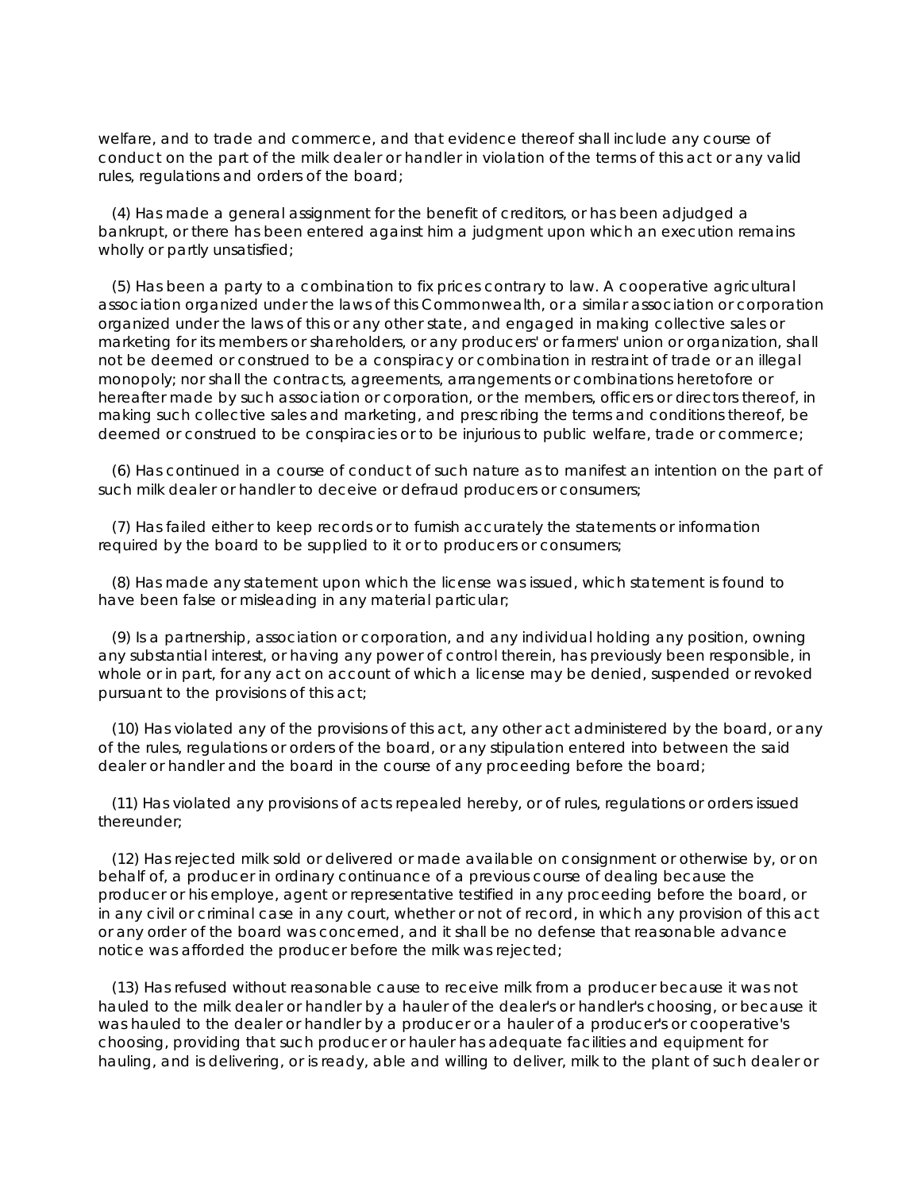welfare, and to trade and commerce, and that evidence thereof shall include any course of conduct on the part of the milk dealer or handler in violation of the terms of this act or any valid rules, regulations and orders of the board;

(4) Has made a general assignment for the benefit of creditors, or has been adjudged a bankrupt, or there has been entered against him a judgment upon which an execution remains wholly or partly unsatisfied;

(5) Has been a party to a combination to fix prices contrary to law. A cooperative agricultural association organized under the laws of this Commonwealth, or a similar association or corporation organized under the laws of this or any other state, and engaged in making collective sales or marketing for its members or shareholders, or any producers' or farmers' union or organization, shall not be deemed or construed to be a conspiracy or combination in restraint of trade or an illegal monopoly; nor shall the contracts, agreements, arrangements or combinations heretofore or hereafter made by such association or corporation, or the members, officers or directors thereof, in making such collective sales and marketing, and prescribing the terms and conditions thereof, be deemed or construed to be conspiracies or to be injurious to public welfare, trade or commerce;

(6) Has continued in a course of conduct of such nature as to manifest an intention on the part of such milk dealer or handler to deceive or defraud producers or consumers;

(7) Has failed either to keep records or to furnish accurately the statements or information required by the board to be supplied to it or to producers or consumers;

(8) Has made any statement upon which the license was issued, which statement is found to have been false or misleading in any material particular;

(9) Is a partnership, association or corporation, and any individual holding any position, owning any substantial interest, or having any power of control therein, has previously been responsible, in whole or in part, for any act on account of which a license may be denied, suspended or revoked pursuant to the provisions of this act;

(10) Has violated any of the provisions of this act, any other act administered by the board, or any of the rules, regulations or orders of the board, or any stipulation entered into between the said dealer or handler and the board in the course of any proceeding before the board;

(11) Has violated any provisions of acts repealed hereby, or of rules, regulations or orders issued thereunder;

(12) Has rejected milk sold or delivered or made available on consignment or otherwise by, or on behalf of, a producer in ordinary continuance of a previous course of dealing because the producer or his employe, agent or representative testified in any proceeding before the board, or in any civil or criminal case in any court, whether or not of record, in which any provision of this act or any order of the board was concerned, and it shall be no defense that reasonable advance notice was afforded the producer before the milk was rejected;

(13) Has refused without reasonable cause to receive milk from a producer because it was not hauled to the milk dealer or handler by a hauler of the dealer's or handler's choosing, or because it was hauled to the dealer or handler by a producer or a hauler of a producer's or cooperative's choosing, providing that such producer or hauler has adequate facilities and equipment for hauling, and is delivering, or is ready, able and willing to deliver, milk to the plant of such dealer or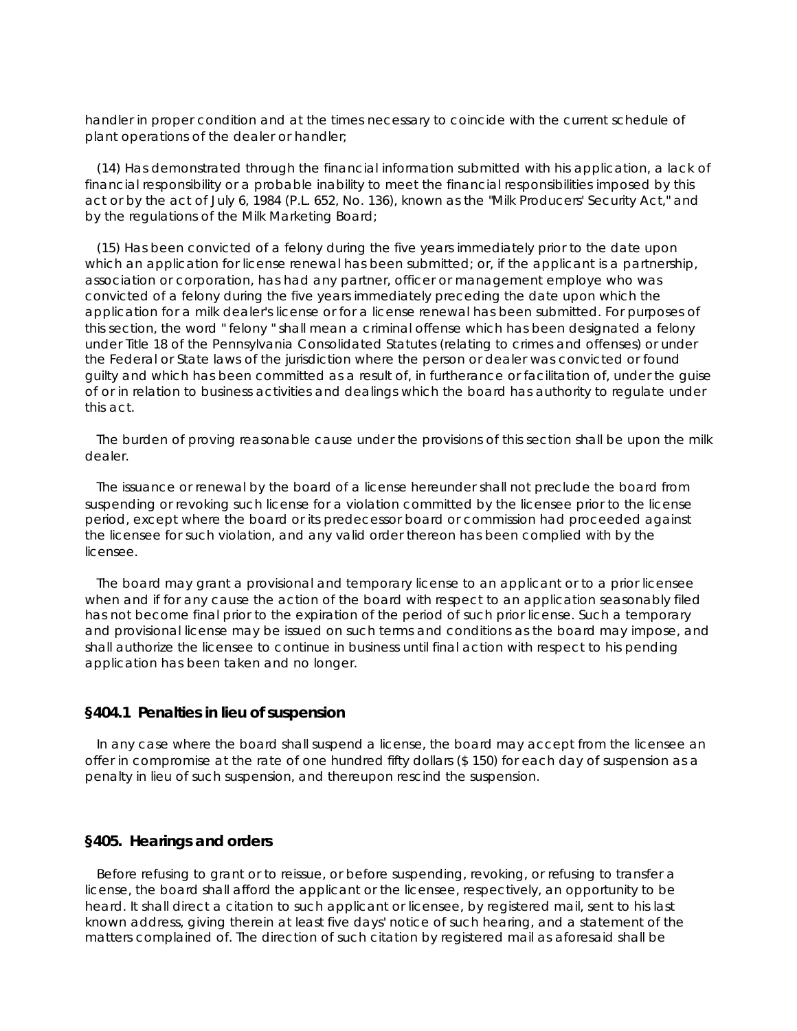handler in proper condition and at the times necessary to coincide with the current schedule of plant operations of the dealer or handler;

(14) Has demonstrated through the financial information submitted with his application, a lack of financial responsibility or a probable inability to meet the financial responsibilities imposed by this act or by the act of July 6, 1984 (P.L. 652, No. 136), known as the "Milk Producers' Security Act," and by the regulations of the Milk Marketing Board;

(15) Has been convicted of a felony during the five years immediately prior to the date upon which an application for license renewal has been submitted; or, if the applicant is a partnership, association or corporation, has had any partner, officer or management employe who was convicted of a felony during the five years immediately preceding the date upon which the application for a milk dealer's license or for a license renewal has been submitted. For purposes of this section, the word " felony " shall mean a criminal offense which has been designated a felony under Title 18 of the Pennsylvania Consolidated Statutes (relating to crimes and offenses) or under the Federal or State laws of the jurisdiction where the person or dealer was convicted or found guilty and which has been committed as a result of, in furtherance or facilitation of, under the guise of or in relation to business activities and dealings which the board has authority to regulate under this act.

The burden of proving reasonable cause under the provisions of this section shall be upon the milk dealer.

The issuance or renewal by the board of a license hereunder shall not preclude the board from suspending or revoking such license for a violation committed by the licensee prior to the license period, except where the board or its predecessor board or commission had proceeded against the licensee for such violation, and any valid order thereon has been complied with by the licensee.

The board may grant a provisional and temporary license to an applicant or to a prior licensee when and if for any cause the action of the board with respect to an application seasonably filed has not become final prior to the expiration of the period of such prior license. Such a temporary and provisional license may be issued on such terms and conditions as the board may impose, and shall authorize the licensee to continue in business until final action with respect to his pending application has been taken and no longer.

### §404.1 Penalties in lieu of suspension

In any case where the board shall suspend a license, the board may accept from the licensee an offer in compromise at the rate of one hundred fifty dollars ($ 150) for each day of suspension as a penalty in lieu of such suspension, and thereupon rescind the suspension.

### §405. Hearings and orders

Before refusing to grant or to reissue, or before suspending, revoking, or refusing to transfer a license, the board shall afford the applicant or the licensee, respectively, an opportunity to be heard. It shall direct a citation to such applicant or licensee, by registered mail, sent to his last known address, giving therein at least five days' notice of such hearing, and a statement of the matters complained of. The direction of such citation by registered mail as aforesaid shall be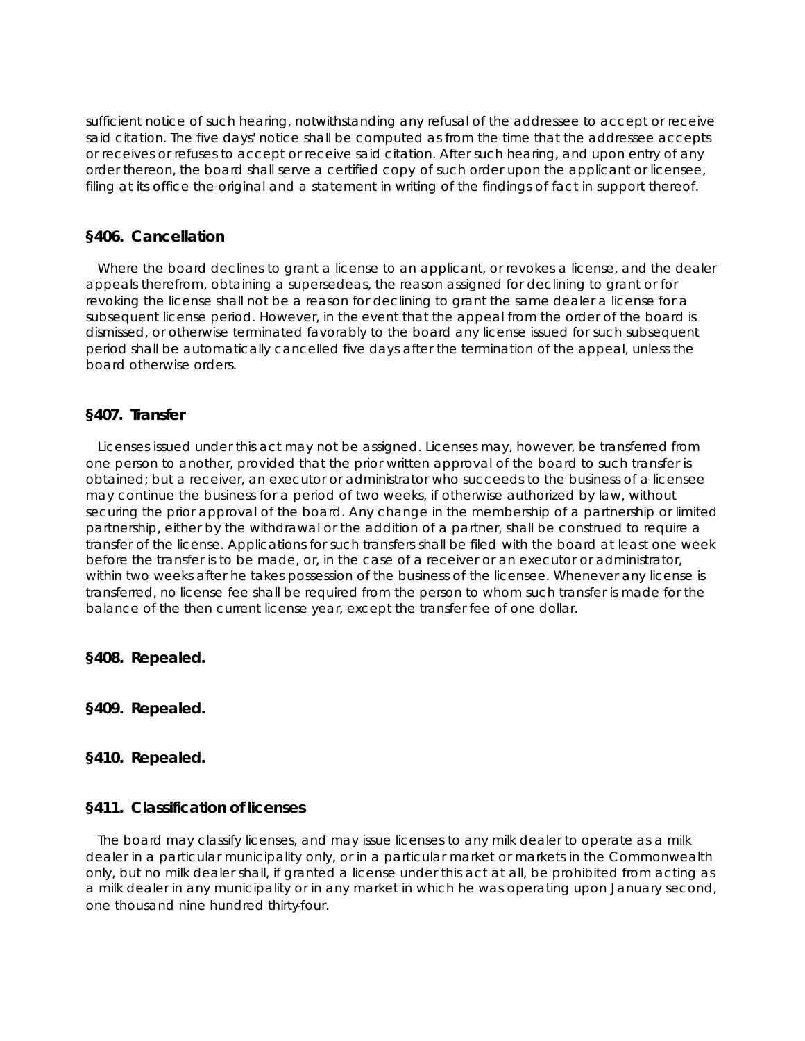sufficient notice of such hearing, notwithstanding any refusal of the addressee to accept or receive said citation. The five days' notice shall be computed as from the time that the addressee accepts or receives or refuses to accept or receive said citation. After such hearing, and upon entry of any order thereon, the board shall serve a certified copy of such order upon the applicant or licensee, filing at its office the original and a statement in writing of the findings of fact in support thereof.

### §406. Cancellation

Where the board declines to grant a license to an applicant, or revokes a license, and the dealer appeals therefrom, obtaining a supersedeas, the reason assigned for declining to grant or for revoking the license shall not be a reason for declining to grant the same dealer a license for a subsequent license period. However, in the event that the appeal from the order of the board is dismissed, or otherwise terminated favorably to the board any license issued for such subsequent period shall be automatically cancelled five days after the termination of the appeal, unless the board otherwise orders.

### §407. Transfer

Licenses issued under this act may not be assigned. Licenses may, however, be transferred from one person to another, provided that the prior written approval of the board to such transfer is obtained; but a receiver, an executor or administrator who succeeds to the business of a licensee may continue the business for a period of two weeks, if otherwise authorized by law, without securing the prior approval of the board. Any change in the membership of a partnership or limited partnership, either by the withdrawal or the addition of a partner, shall be construed to require a transfer of the license. Applications for such transfers shall be filed with the board at least one week before the transfer is to be made, or, in the case of a receiver or an executor or administrator, within two weeks after he takes possession of the business of the licensee. Whenever any license is transferred, no license fee shall be required from the person to whom such transfer is made for the balance of the then current license year, except the transfer fee of one dollar.

### §408. Repealed.

### §409. Repealed.

### §410. Repealed.

### §411. Classification of licenses

The board may classify licenses, and may issue licenses to any milk dealer to operate as a milk dealer in a particular municipality only, or in a particular market or markets in the Commonwealth only, but no milk dealer shall, if granted a license under this act at all, be prohibited from acting as a milk dealer in any municipality or in any market in which he was operating upon January second, one thousand nine hundred thirty-four.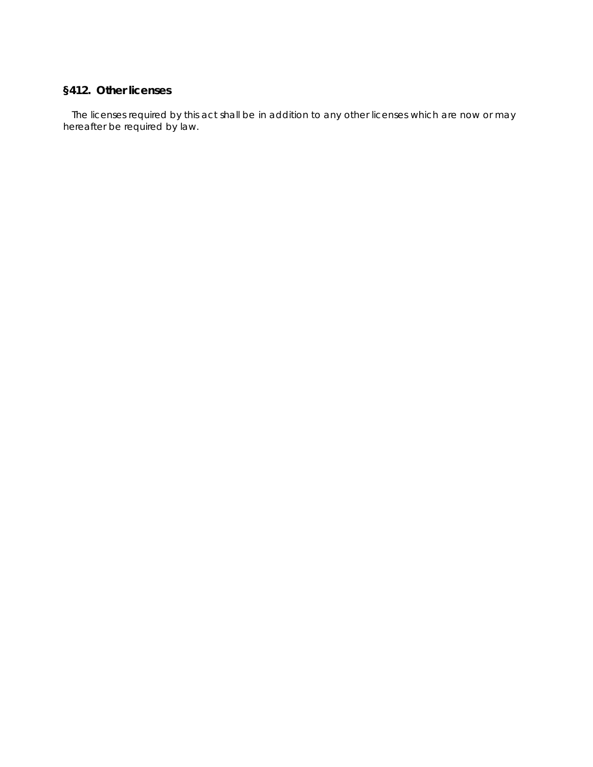**§412. Other licenses**

The licenses required by this act shall be in addition to any other licenses which are now or may hereafter be required by law.